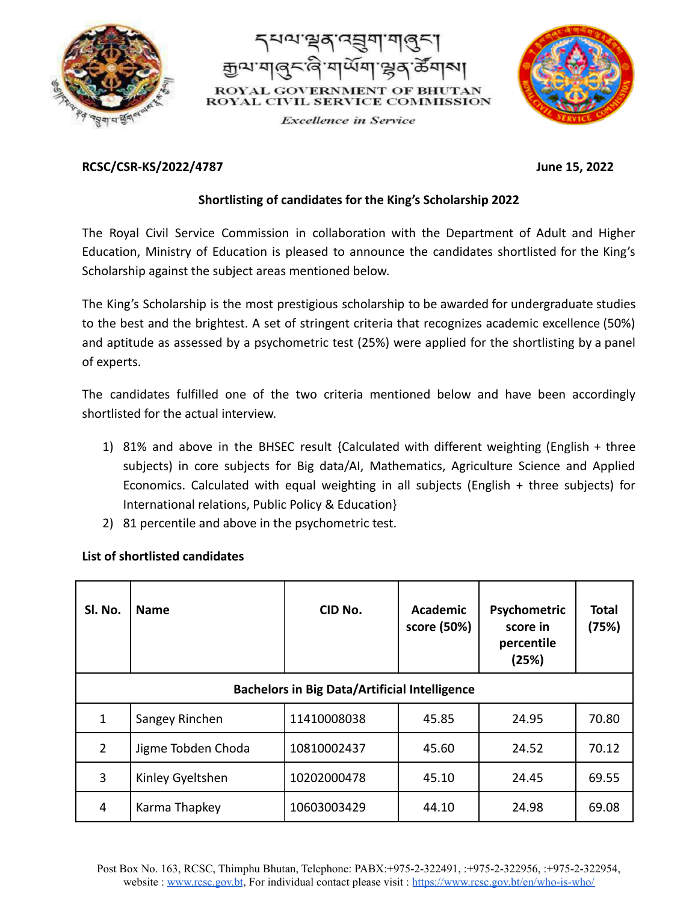ROYAL GOVERNMENT OF BHUTAN
ROYAL CIVIL SERVICE COMMISSION

*Excellence in Service*

**RCSC/CSR-KS/2022/4787** **June 15, 2022**

**Shortlisting of candidates for the King's Scholarship 2022**

The Royal Civil Service Commission in collaboration with the Department of Adult and Higher Education, Ministry of Education is pleased to announce the candidates shortlisted for the King's Scholarship against the subject areas mentioned below.

The King's Scholarship is the most prestigious scholarship to be awarded for undergraduate studies to the best and the brightest. A set of stringent criteria that recognizes academic excellence (50%) and aptitude as assessed by a psychometric test (25%) were applied for the shortlisting by a panel of experts.

The candidates fulfilled one of the two criteria mentioned below and have been accordingly shortlisted for the actual interview.

1) 81% and above in the BHSEC result {Calculated with different weighting (English + three subjects) in core subjects for Big data/AI, Mathematics, Agriculture Science and Applied Economics. Calculated with equal weighting in all subjects (English + three subjects) for International relations, Public Policy & Education}
2) 81 percentile and above in the psychometric test.

**List of shortlisted candidates**

| Sl. No. | Name | CID No. | Academic score (50%) | Psychometric score in percentile (25%) | Total (75%) |
|---|---|---|---|---|---|
| **Bachelors in Big Data/Artificial Intelligence** | | | | | |
| 1 | Sangey Rinchen | 11410008038 | 45.85 | 24.95 | 70.80 |
| 2 | Jigme Tobden Choda | 10810002437 | 45.60 | 24.52 | 70.12 |
| 3 | Kinley Gyeltshen | 10202000478 | 45.10 | 24.45 | 69.55 |
| 4 | Karma Thapkey | 10603003429 | 44.10 | 24.98 | 69.08 |

Post Box No. 163, RCSC, Thimphu Bhutan, Telephone: PABX:+975-2-322491, :+975-2-322956, :+975-2-322954, website : www.rcsc.gov.bt, For individual contact please visit : https://www.rcsc.gov.bt/en/who-is-who/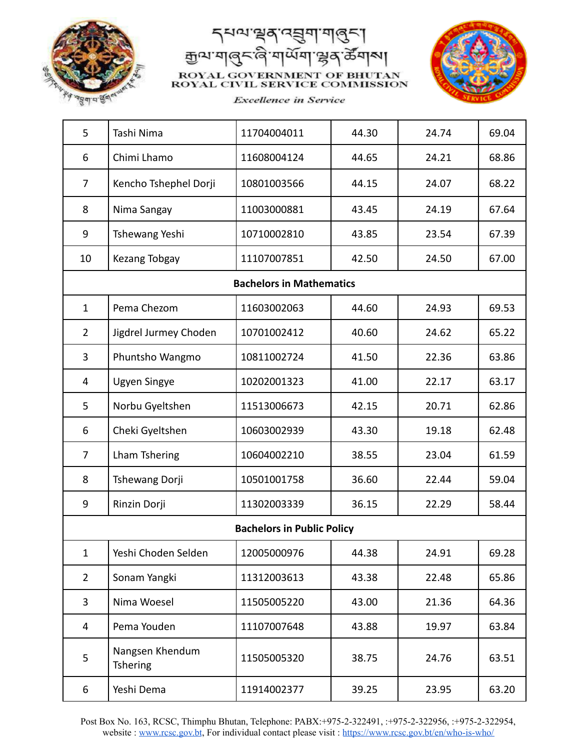| | | | | | |
|---|---|---|---|---|---|
| 5 | Tashi Nima | 11704004011 | 44.30 | 24.74 | 69.04 |
| 6 | Chimi Lhamo | 11608004124 | 44.65 | 24.21 | 68.86 |
| 7 | Kencho Tshephel Dorji | 10801003566 | 44.15 | 24.07 | 68.22 |
| 8 | Nima Sangay | 11003000881 | 43.45 | 24.19 | 67.64 |
| 9 | Tshewang Yeshi | 10710002810 | 43.85 | 23.54 | 67.39 |
| 10 | Kezang Tobgay | 11107007851 | 42.50 | 24.50 | 67.00 |
| **Bachelors in Mathematics** | | | | | |
| 1 | Pema Chezom | 11603002063 | 44.60 | 24.93 | 69.53 |
| 2 | Jigdrel Jurmey Choden | 10701002412 | 40.60 | 24.62 | 65.22 |
| 3 | Phuntsho Wangmo | 10811002724 | 41.50 | 22.36 | 63.86 |
| 4 | Ugyen Singye | 10202001323 | 41.00 | 22.17 | 63.17 |
| 5 | Norbu Gyeltshen | 11513006673 | 42.15 | 20.71 | 62.86 |
| 6 | Cheki Gyeltshen | 10603002939 | 43.30 | 19.18 | 62.48 |
| 7 | Lham Tshering | 10604002210 | 38.55 | 23.04 | 61.59 |
| 8 | Tshewang Dorji | 10501001758 | 36.60 | 22.44 | 59.04 |
| 9 | Rinzin Dorji | 11302003339 | 36.15 | 22.29 | 58.44 |
| **Bachelors in Public Policy** | | | | | |
| 1 | Yeshi Choden Selden | 12005000976 | 44.38 | 24.91 | 69.28 |
| 2 | Sonam Yangki | 11312003613 | 43.38 | 22.48 | 65.86 |
| 3 | Nima Woesel | 11505005220 | 43.00 | 21.36 | 64.36 |
| 4 | Pema Youden | 11107007648 | 43.88 | 19.97 | 63.84 |
| 5 | Nangsen Khendum Tshering | 11505005320 | 38.75 | 24.76 | 63.51 |
| 6 | Yeshi Dema | 11914002377 | 39.25 | 23.95 | 63.20 |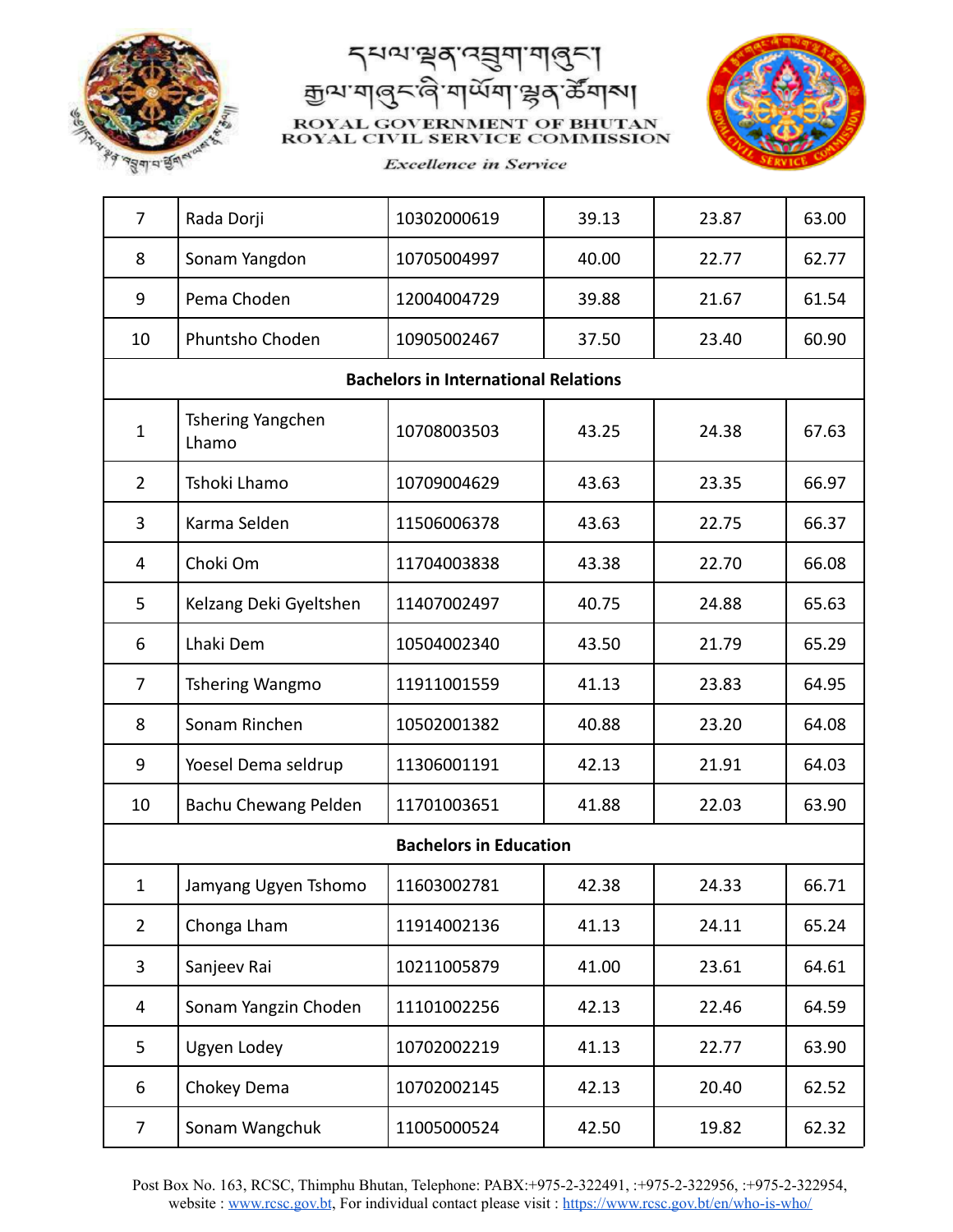| | | | | | |
|---|---|---|---|---|---|
| 7 | Rada Dorji | 10302000619 | 39.13 | 23.87 | 63.00 |
| 8 | Sonam Yangdon | 10705004997 | 40.00 | 22.77 | 62.77 |
| 9 | Pema Choden | 12004004729 | 39.88 | 21.67 | 61.54 |
| 10 | Phuntsho Choden | 10905002467 | 37.50 | 23.40 | 60.90 |
| **Bachelors in International Relations** | | | | | |
| 1 | Tshering Yangchen Lhamo | 10708003503 | 43.25 | 24.38 | 67.63 |
| 2 | Tshoki Lhamo | 10709004629 | 43.63 | 23.35 | 66.97 |
| 3 | Karma Selden | 11506006378 | 43.63 | 22.75 | 66.37 |
| 4 | Choki Om | 11704003838 | 43.38 | 22.70 | 66.08 |
| 5 | Kelzang Deki Gyeltshen | 11407002497 | 40.75 | 24.88 | 65.63 |
| 6 | Lhaki Dem | 10504002340 | 43.50 | 21.79 | 65.29 |
| 7 | Tshering Wangmo | 11911001559 | 41.13 | 23.83 | 64.95 |
| 8 | Sonam Rinchen | 10502001382 | 40.88 | 23.20 | 64.08 |
| 9 | Yoesel Dema seldrup | 11306001191 | 42.13 | 21.91 | 64.03 |
| 10 | Bachu Chewang Pelden | 11701003651 | 41.88 | 22.03 | 63.90 |
| **Bachelors in Education** | | | | | |
| 1 | Jamyang Ugyen Tshomo | 11603002781 | 42.38 | 24.33 | 66.71 |
| 2 | Chonga Lham | 11914002136 | 41.13 | 24.11 | 65.24 |
| 3 | Sanjeev Rai | 10211005879 | 41.00 | 23.61 | 64.61 |
| 4 | Sonam Yangzin Choden | 11101002256 | 42.13 | 22.46 | 64.59 |
| 5 | Ugyen Lodey | 10702002219 | 41.13 | 22.77 | 63.90 |
| 6 | Chokey Dema | 10702002145 | 42.13 | 20.40 | 62.52 |
| 7 | Sonam Wangchuk | 11005000524 | 42.50 | 19.82 | 62.32 |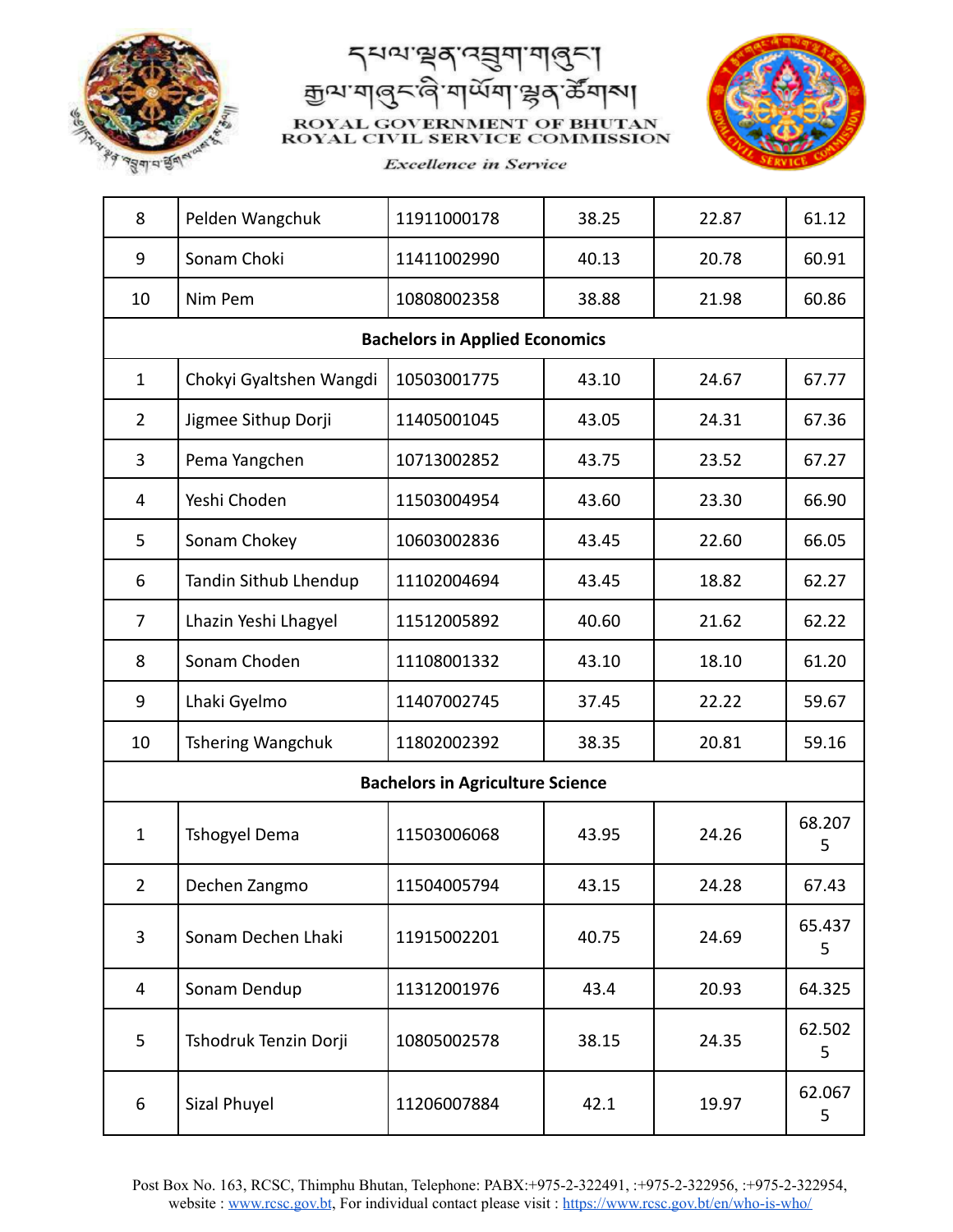| | | | | | |
|---|---|---|---|---|---|
| 8 | Pelden Wangchuk | 11911000178 | 38.25 | 22.87 | 61.12 |
| 9 | Sonam Choki | 11411002990 | 40.13 | 20.78 | 60.91 |
| 10 | Nim Pem | 10808002358 | 38.88 | 21.98 | 60.86 |
| **Bachelors in Applied Economics** | | | | | |
| 1 | Chokyi Gyaltshen Wangdi | 10503001775 | 43.10 | 24.67 | 67.77 |
| 2 | Jigmee Sithup Dorji | 11405001045 | 43.05 | 24.31 | 67.36 |
| 3 | Pema Yangchen | 10713002852 | 43.75 | 23.52 | 67.27 |
| 4 | Yeshi Choden | 11503004954 | 43.60 | 23.30 | 66.90 |
| 5 | Sonam Chokey | 10603002836 | 43.45 | 22.60 | 66.05 |
| 6 | Tandin Sithub Lhendup | 11102004694 | 43.45 | 18.82 | 62.27 |
| 7 | Lhazin Yeshi Lhagyel | 11512005892 | 40.60 | 21.62 | 62.22 |
| 8 | Sonam Choden | 11108001332 | 43.10 | 18.10 | 61.20 |
| 9 | Lhaki Gyelmo | 11407002745 | 37.45 | 22.22 | 59.67 |
| 10 | Tshering Wangchuk | 11802002392 | 38.35 | 20.81 | 59.16 |
| **Bachelors in Agriculture Science** | | | | | |
| 1 | Tshogyel Dema | 11503006068 | 43.95 | 24.26 | 68.2075 |
| 2 | Dechen Zangmo | 11504005794 | 43.15 | 24.28 | 67.43 |
| 3 | Sonam Dechen Lhaki | 11915002201 | 40.75 | 24.69 | 65.4375 |
| 4 | Sonam Dendup | 11312001976 | 43.4 | 20.93 | 64.325 |
| 5 | Tshodruk Tenzin Dorji | 10805002578 | 38.15 | 24.35 | 62.5025 |
| 6 | Sizal Phuyel | 11206007884 | 42.1 | 19.97 | 62.0675 |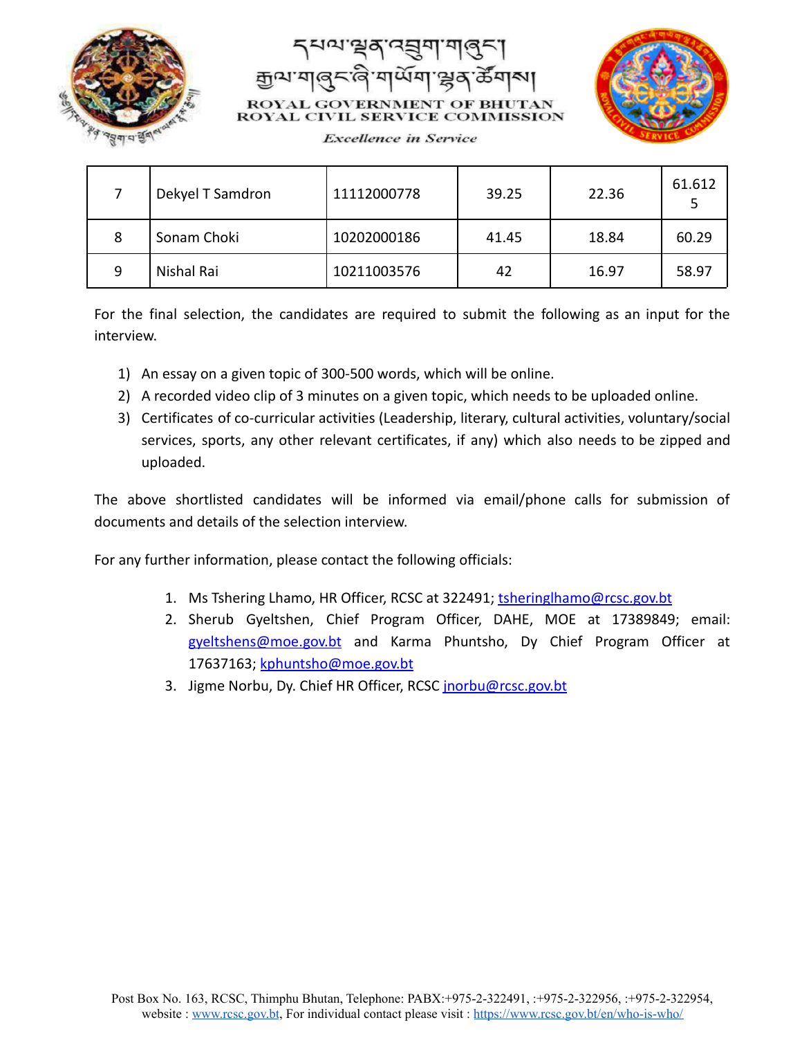| | | | | | |
|---|---|---|---|---|---|
| 7 | Dekyel T Samdron | 11112000778 | 39.25 | 22.36 | 61.6125 |
| 8 | Sonam Choki | 10202000186 | 41.45 | 18.84 | 60.29 |
| 9 | Nishal Rai | 10211003576 | 42 | 16.97 | 58.97 |

For the final selection, the candidates are required to submit the following as an input for the interview.

1) An essay on a given topic of 300-500 words, which will be online.
2) A recorded video clip of 3 minutes on a given topic, which needs to be uploaded online.
3) Certificates of co-curricular activities (Leadership, literary, cultural activities, voluntary/social services, sports, any other relevant certificates, if any) which also needs to be zipped and uploaded.

The above shortlisted candidates will be informed via email/phone calls for submission of documents and details of the selection interview.

For any further information, please contact the following officials:

1. Ms Tshering Lhamo, HR Officer, RCSC at 322491; tsheringlhamo@rcsc.gov.bt
2. Sherub Gyeltshen, Chief Program Officer, DAHE, MOE at 17389849; email: gyeltshens@moe.gov.bt and Karma Phuntsho, Dy Chief Program Officer at 17637163; kphuntsho@moe.gov.bt
3. Jigme Norbu, Dy. Chief HR Officer, RCSC jnorbu@rcsc.gov.bt